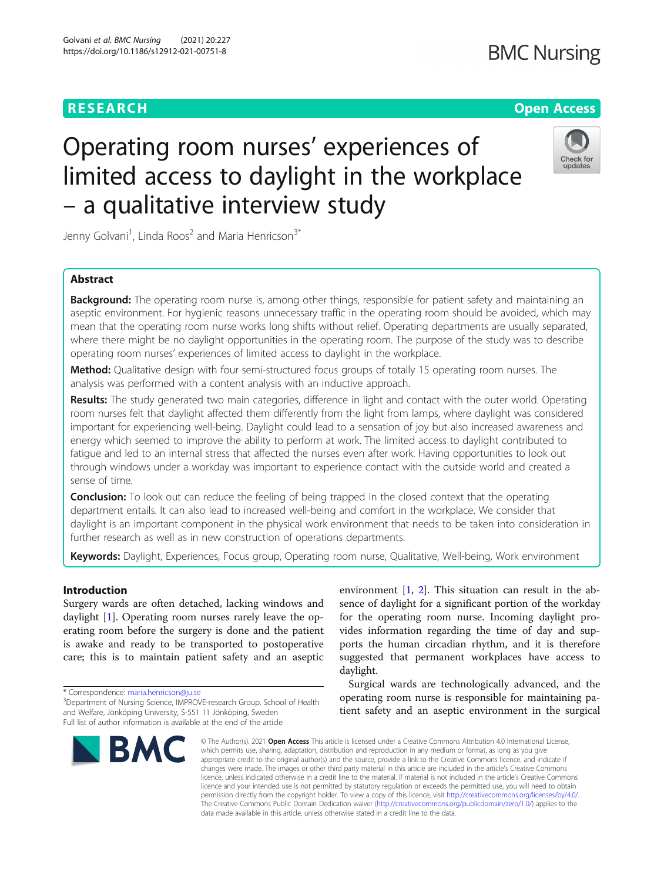RESEARCH Open Access

# Operating room nurses' experiences of limited access to daylight in the workplace – a qualitative interview study

Jenny Golvani[1], Linda Roos[2] and Maria Henricson[3*]

## Abstract

**Background:** The operating room nurse is, among other things, responsible for patient safety and maintaining an aseptic environment. For hygienic reasons unnecessary traffic in the operating room should be avoided, which may mean that the operating room nurse works long shifts without relief. Operating departments are usually separated, where there might be no daylight opportunities in the operating room. The purpose of the study was to describe operating room nurses' experiences of limited access to daylight in the workplace.

**Method:** Qualitative design with four semi-structured focus groups of totally 15 operating room nurses. The analysis was performed with a content analysis with an inductive approach.

**Results:** The study generated two main categories, difference in light and contact with the outer world. Operating room nurses felt that daylight affected them differently from the light from lamps, where daylight was considered important for experiencing well-being. Daylight could lead to a sensation of joy but also increased awareness and energy which seemed to improve the ability to perform at work. The limited access to daylight contributed to fatigue and led to an internal stress that affected the nurses even after work. Having opportunities to look out through windows under a workday was important to experience contact with the outside world and created a sense of time.

**Conclusion:** To look out can reduce the feeling of being trapped in the closed context that the operating department entails. It can also lead to increased well-being and comfort in the workplace. We consider that daylight is an important component in the physical work environment that needs to be taken into consideration in further research as well as in new construction of operations departments.

**Keywords:** Daylight, Experiences, Focus group, Operating room nurse, Qualitative, Well-being, Work environment

## Introduction

Surgery wards are often detached, lacking windows and daylight [1]. Operating room nurses rarely leave the operating room before the surgery is done and the patient is awake and ready to be transported to postoperative care; this is to maintain patient safety and an aseptic environment [1, 2]. This situation can result in the absence of daylight for a significant portion of the workday for the operating room nurse. Incoming daylight provides information regarding the time of day and supports the human circadian rhythm, and it is therefore suggested that permanent workplaces have access to daylight.

Surgical wards are technologically advanced, and the operating room nurse is responsible for maintaining patient safety and an aseptic environment in the surgical

* Correspondence: maria.henricson@ju.se
[3]Department of Nursing Science, IMPROVE-research Group, School of Health and Welfare, Jönköping University, S-551 11 Jönköping, Sweden
Full list of author information is available at the end of the article

© The Author(s). 2021 **Open Access** This article is licensed under a Creative Commons Attribution 4.0 International License, which permits use, sharing, adaptation, distribution and reproduction in any medium or format, as long as you give appropriate credit to the original author(s) and the source, provide a link to the Creative Commons licence, and indicate if changes were made. The images or other third party material in this article are included in the article's Creative Commons licence, unless indicated otherwise in a credit line to the material. If material is not included in the article's Creative Commons licence and your intended use is not permitted by statutory regulation or exceeds the permitted use, you will need to obtain permission directly from the copyright holder. To view a copy of this licence, visit http://creativecommons.org/licenses/by/4.0/. The Creative Commons Public Domain Dedication waiver (http://creativecommons.org/publicdomain/zero/1.0/) applies to the data made available in this article, unless otherwise stated in a credit line to the data.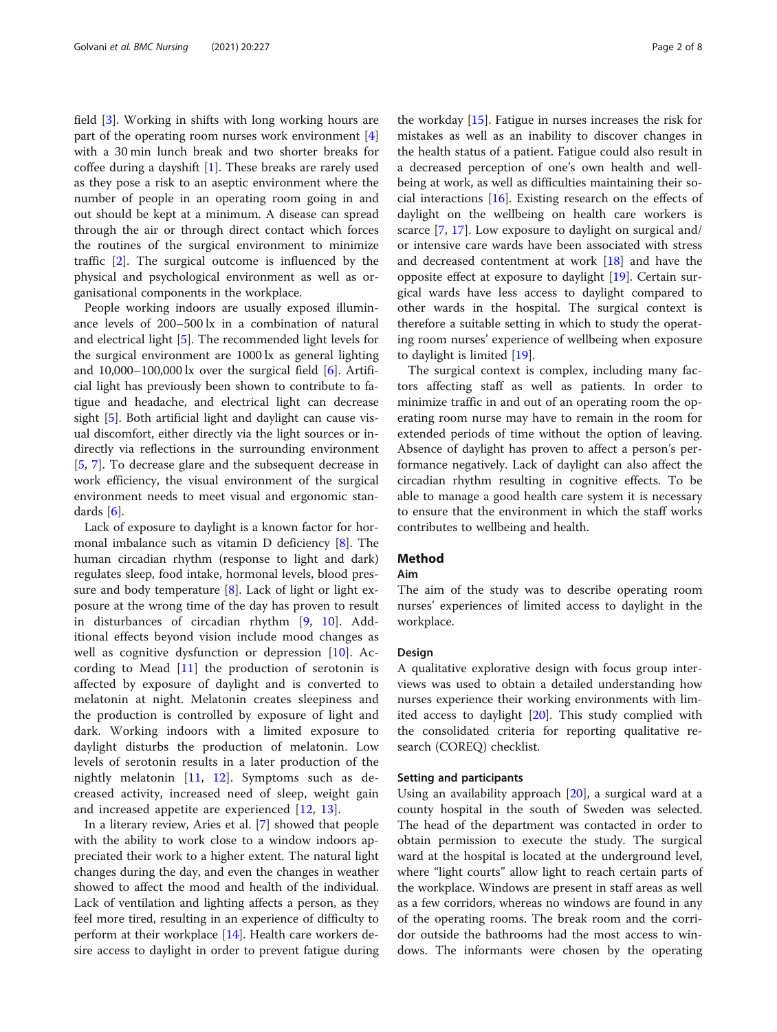field [3]. Working in shifts with long working hours are part of the operating room nurses work environment [4] with a 30 min lunch break and two shorter breaks for coffee during a dayshift [1]. These breaks are rarely used as they pose a risk to an aseptic environment where the number of people in an operating room going in and out should be kept at a minimum. A disease can spread through the air or through direct contact which forces the routines of the surgical environment to minimize traffic [2]. The surgical outcome is influenced by the physical and psychological environment as well as organisational components in the workplace.

People working indoors are usually exposed illuminance levels of 200–500 lx in a combination of natural and electrical light [5]. The recommended light levels for the surgical environment are 1000 lx as general lighting and 10,000–100,000 lx over the surgical field [6]. Artificial light has previously been shown to contribute to fatigue and headache, and electrical light can decrease sight [5]. Both artificial light and daylight can cause visual discomfort, either directly via the light sources or indirectly via reflections in the surrounding environment [5, 7]. To decrease glare and the subsequent decrease in work efficiency, the visual environment of the surgical environment needs to meet visual and ergonomic standards [6].

Lack of exposure to daylight is a known factor for hormonal imbalance such as vitamin D deficiency [8]. The human circadian rhythm (response to light and dark) regulates sleep, food intake, hormonal levels, blood pressure and body temperature [8]. Lack of light or light exposure at the wrong time of the day has proven to result in disturbances of circadian rhythm [9, 10]. Additional effects beyond vision include mood changes as well as cognitive dysfunction or depression [10]. According to Mead [11] the production of serotonin is affected by exposure of daylight and is converted to melatonin at night. Melatonin creates sleepiness and the production is controlled by exposure of light and dark. Working indoors with a limited exposure to daylight disturbs the production of melatonin. Low levels of serotonin results in a later production of the nightly melatonin [11, 12]. Symptoms such as decreased activity, increased need of sleep, weight gain and increased appetite are experienced [12, 13].

In a literary review, Aries et al. [7] showed that people with the ability to work close to a window indoors appreciated their work to a higher extent. The natural light changes during the day, and even the changes in weather showed to affect the mood and health of the individual. Lack of ventilation and lighting affects a person, as they feel more tired, resulting in an experience of difficulty to perform at their workplace [14]. Health care workers desire access to daylight in order to prevent fatigue during the workday [15]. Fatigue in nurses increases the risk for mistakes as well as an inability to discover changes in the health status of a patient. Fatigue could also result in a decreased perception of one's own health and well-being at work, as well as difficulties maintaining their social interactions [16]. Existing research on the effects of daylight on the wellbeing on health care workers is scarce [7, 17]. Low exposure to daylight on surgical and/or intensive care wards have been associated with stress and decreased contentment at work [18] and have the opposite effect at exposure to daylight [19]. Certain surgical wards have less access to daylight compared to other wards in the hospital. The surgical context is therefore a suitable setting in which to study the operating room nurses' experience of wellbeing when exposure to daylight is limited [19].

The surgical context is complex, including many factors affecting staff as well as patients. In order to minimize traffic in and out of an operating room the operating room nurse may have to remain in the room for extended periods of time without the option of leaving. Absence of daylight has proven to affect a person's performance negatively. Lack of daylight can also affect the circadian rhythm resulting in cognitive effects. To be able to manage a good health care system it is necessary to ensure that the environment in which the staff works contributes to wellbeing and health.

## Method

### Aim

The aim of the study was to describe operating room nurses' experiences of limited access to daylight in the workplace.

### Design

A qualitative explorative design with focus group interviews was used to obtain a detailed understanding how nurses experience their working environments with limited access to daylight [20]. This study complied with the consolidated criteria for reporting qualitative research (COREQ) checklist.

### Setting and participants

Using an availability approach [20], a surgical ward at a county hospital in the south of Sweden was selected. The head of the department was contacted in order to obtain permission to execute the study. The surgical ward at the hospital is located at the underground level, where "light courts" allow light to reach certain parts of the workplace. Windows are present in staff areas as well as a few corridors, whereas no windows are found in any of the operating rooms. The break room and the corridor outside the bathrooms had the most access to windows. The informants were chosen by the operating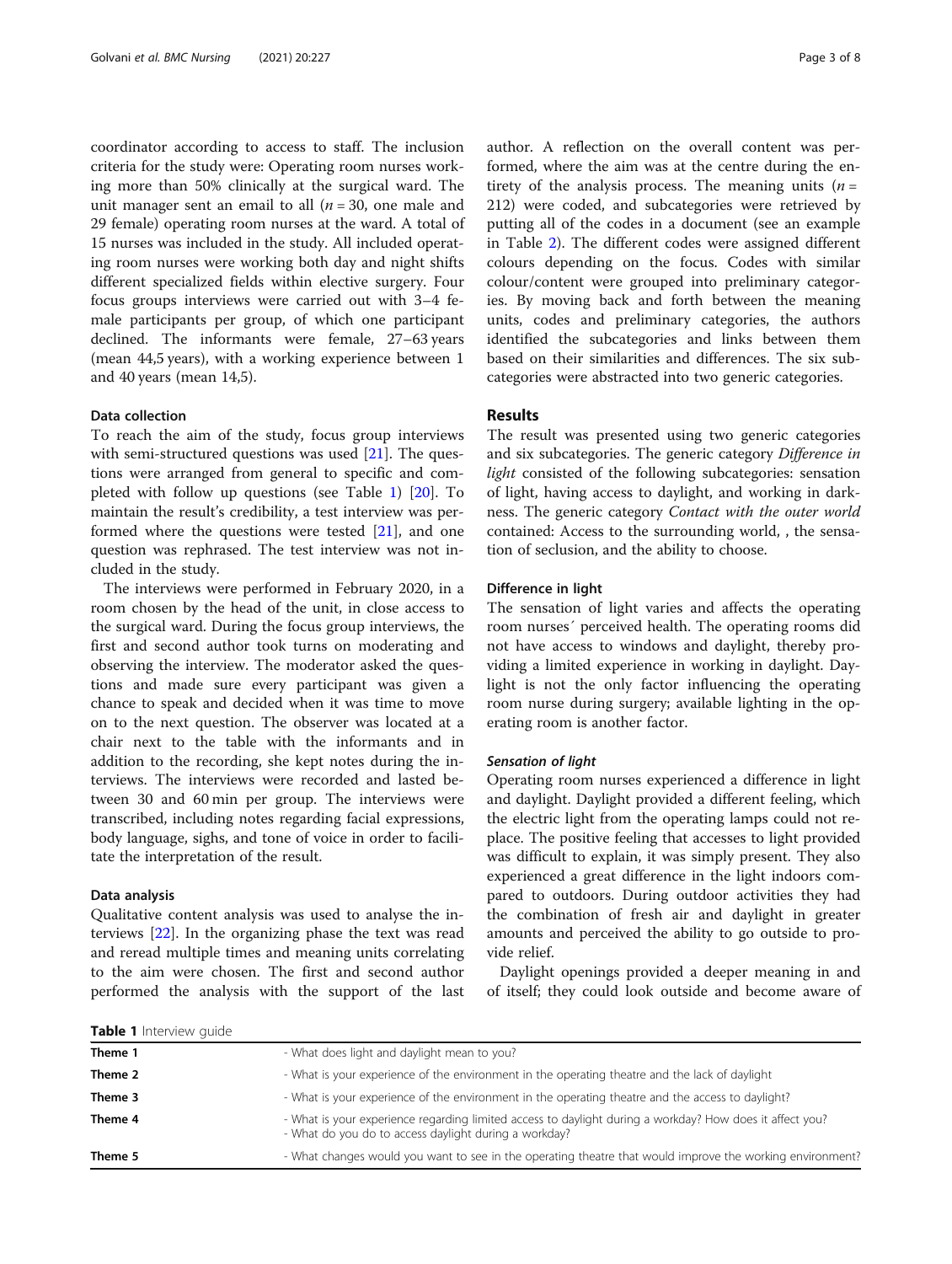coordinator according to access to staff. The inclusion criteria for the study were: Operating room nurses working more than 50% clinically at the surgical ward. The unit manager sent an email to all ($n = 30$, one male and 29 female) operating room nurses at the ward. A total of 15 nurses was included in the study. All included operating room nurses were working both day and night shifts different specialized fields within elective surgery. Four focus groups interviews were carried out with 3–4 female participants per group, of which one participant declined. The informants were female, 27–63 years (mean 44,5 years), with a working experience between 1 and 40 years (mean 14,5).

### Data collection

To reach the aim of the study, focus group interviews with semi-structured questions was used [21]. The questions were arranged from general to specific and completed with follow up questions (see Table 1) [20]. To maintain the result's credibility, a test interview was performed where the questions were tested [21], and one question was rephrased. The test interview was not included in the study.

The interviews were performed in February 2020, in a room chosen by the head of the unit, in close access to the surgical ward. During the focus group interviews, the first and second author took turns on moderating and observing the interview. The moderator asked the questions and made sure every participant was given a chance to speak and decided when it was time to move on to the next question. The observer was located at a chair next to the table with the informants and in addition to the recording, she kept notes during the interviews. The interviews were recorded and lasted between 30 and 60 min per group. The interviews were transcribed, including notes regarding facial expressions, body language, sighs, and tone of voice in order to facilitate the interpretation of the result.

### Data analysis

Qualitative content analysis was used to analyse the interviews [22]. In the organizing phase the text was read and reread multiple times and meaning units correlating to the aim were chosen. The first and second author performed the analysis with the support of the last author. A reflection on the overall content was performed, where the aim was at the centre during the entirety of the analysis process. The meaning units ($n = 212$) were coded, and subcategories were retrieved by putting all of the codes in a document (see an example in Table 2). The different codes were assigned different colours depending on the focus. Codes with similar colour/content were grouped into preliminary categories. By moving back and forth between the meaning units, codes and preliminary categories, the authors identified the subcategories and links between them based on their similarities and differences. The six subcategories were abstracted into two generic categories.

## Results

The result was presented using two generic categories and six subcategories. The generic category *Difference in light* consisted of the following subcategories: sensation of light, having access to daylight, and working in darkness. The generic category *Contact with the outer world* contained: Access to the surrounding world, , the sensation of seclusion, and the ability to choose.

### Difference in light

The sensation of light varies and affects the operating room nurses´ perceived health. The operating rooms did not have access to windows and daylight, thereby providing a limited experience in working in daylight. Daylight is not the only factor influencing the operating room nurse during surgery; available lighting in the operating room is another factor.

#### Sensation of light

Operating room nurses experienced a difference in light and daylight. Daylight provided a different feeling, which the electric light from the operating lamps could not replace. The positive feeling that accesses to light provided was difficult to explain, it was simply present. They also experienced a great difference in the light indoors compared to outdoors. During outdoor activities they had the combination of fresh air and daylight in greater amounts and perceived the ability to go outside to provide relief.

Daylight openings provided a deeper meaning in and of itself; they could look outside and become aware of

**Table 1** Interview guide

| | |
|---|---|
| **Theme 1** | - What does light and daylight mean to you? |
| **Theme 2** | - What is your experience of the environment in the operating theatre and the lack of daylight |
| **Theme 3** | - What is your experience of the environment in the operating theatre and the access to daylight? |
| **Theme 4** | - What is your experience regarding limited access to daylight during a workday? How does it affect you?<br>- What do you do to access daylight during a workday? |
| **Theme 5** | - What changes would you want to see in the operating theatre that would improve the working environment? |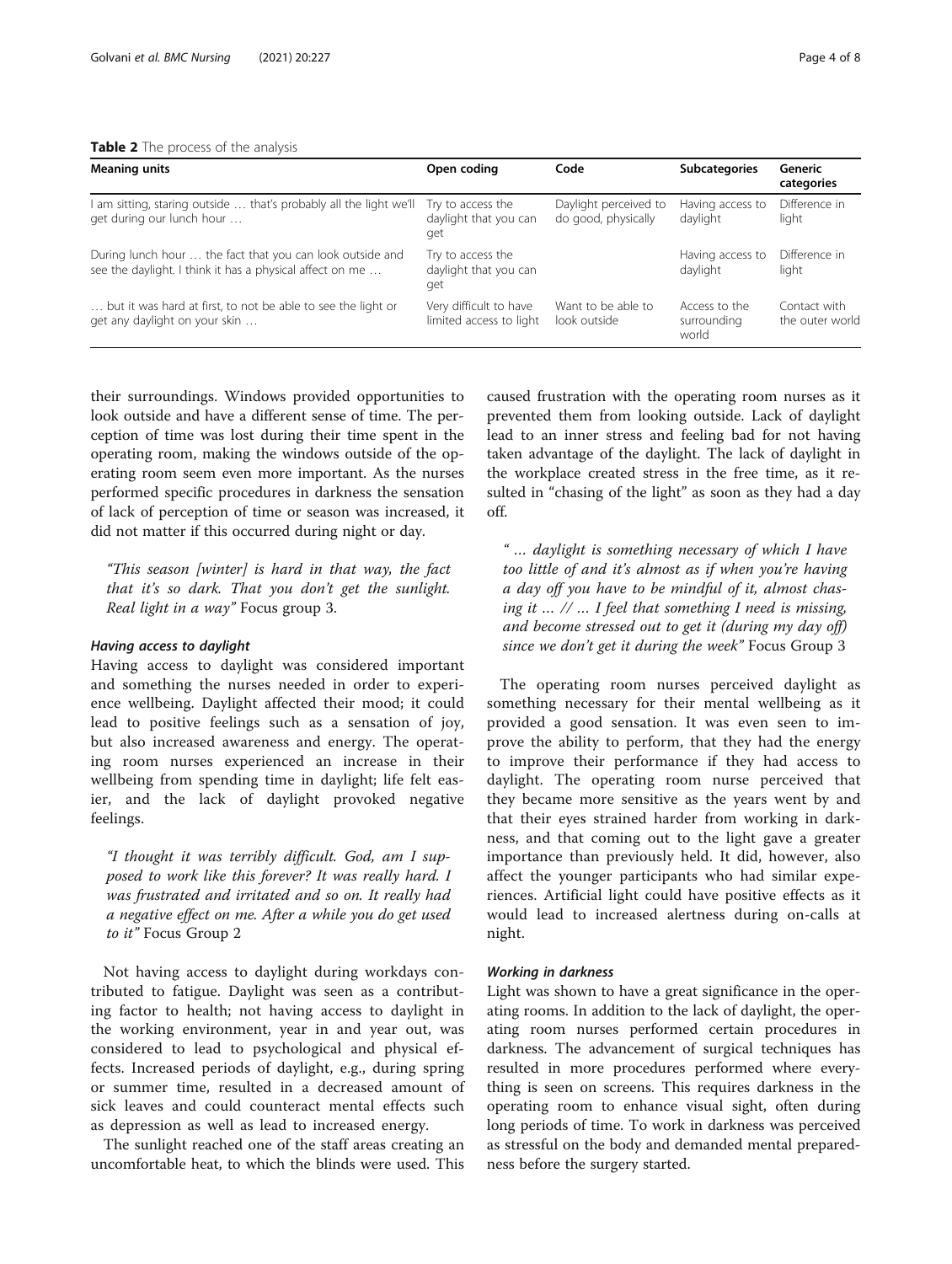**Table 2** The process of the analysis

| Meaning units | Open coding | Code | Subcategories | Generic categories |
|---|---|---|---|---|
| I am sitting, staring outside … that's probably all the light we'll get during our lunch hour … | Try to access the daylight that you can get | Daylight perceived to do good, physically | Having access to daylight | Difference in light |
| During lunch hour … the fact that you can look outside and see the daylight. I think it has a physical affect on me … | Try to access the daylight that you can get | | Having access to daylight | Difference in light |
| … but it was hard at first, to not be able to see the light or get any daylight on your skin … | Very difficult to have limited access to light | Want to be able to look outside | Access to the surrounding world | Contact with the outer world |

their surroundings. Windows provided opportunities to look outside and have a different sense of time. The perception of time was lost during their time spent in the operating room, making the windows outside of the operating room seem even more important. As the nurses performed specific procedures in darkness the sensation of lack of perception of time or season was increased, it did not matter if this occurred during night or day.

> *"This season [winter] is hard in that way, the fact that it's so dark. That you don't get the sunlight. Real light in a way"* Focus group 3.

#### *Having access to daylight*

Having access to daylight was considered important and something the nurses needed in order to experience wellbeing. Daylight affected their mood; it could lead to positive feelings such as a sensation of joy, but also increased awareness and energy. The operating room nurses experienced an increase in their wellbeing from spending time in daylight; life felt easier, and the lack of daylight provoked negative feelings.

> *"I thought it was terribly difficult. God, am I supposed to work like this forever? It was really hard. I was frustrated and irritated and so on. It really had a negative effect on me. After a while you do get used to it"* Focus Group 2

Not having access to daylight during workdays contributed to fatigue. Daylight was seen as a contributing factor to health; not having access to daylight in the working environment, year in and year out, was considered to lead to psychological and physical effects. Increased periods of daylight, e.g., during spring or summer time, resulted in a decreased amount of sick leaves and could counteract mental effects such as depression as well as lead to increased energy.

The sunlight reached one of the staff areas creating an uncomfortable heat, to which the blinds were used. This caused frustration with the operating room nurses as it prevented them from looking outside. Lack of daylight lead to an inner stress and feeling bad for not having taken advantage of the daylight. The lack of daylight in the workplace created stress in the free time, as it resulted in "chasing of the light" as soon as they had a day off.

> *" … daylight is something necessary of which I have too little of and it's almost as if when you're having a day off you have to be mindful of it, almost chasing it … // … I feel that something I need is missing, and become stressed out to get it (during my day off) since we don't get it during the week"* Focus Group 3

The operating room nurses perceived daylight as something necessary for their mental wellbeing as it provided a good sensation. It was even seen to improve the ability to perform, that they had the energy to improve their performance if they had access to daylight. The operating room nurse perceived that they became more sensitive as the years went by and that their eyes strained harder from working in darkness, and that coming out to the light gave a greater importance than previously held. It did, however, also affect the younger participants who had similar experiences. Artificial light could have positive effects as it would lead to increased alertness during on-calls at night.

#### *Working in darkness*

Light was shown to have a great significance in the operating rooms. In addition to the lack of daylight, the operating room nurses performed certain procedures in darkness. The advancement of surgical techniques has resulted in more procedures performed where everything is seen on screens. This requires darkness in the operating room to enhance visual sight, often during long periods of time. To work in darkness was perceived as stressful on the body and demanded mental preparedness before the surgery started.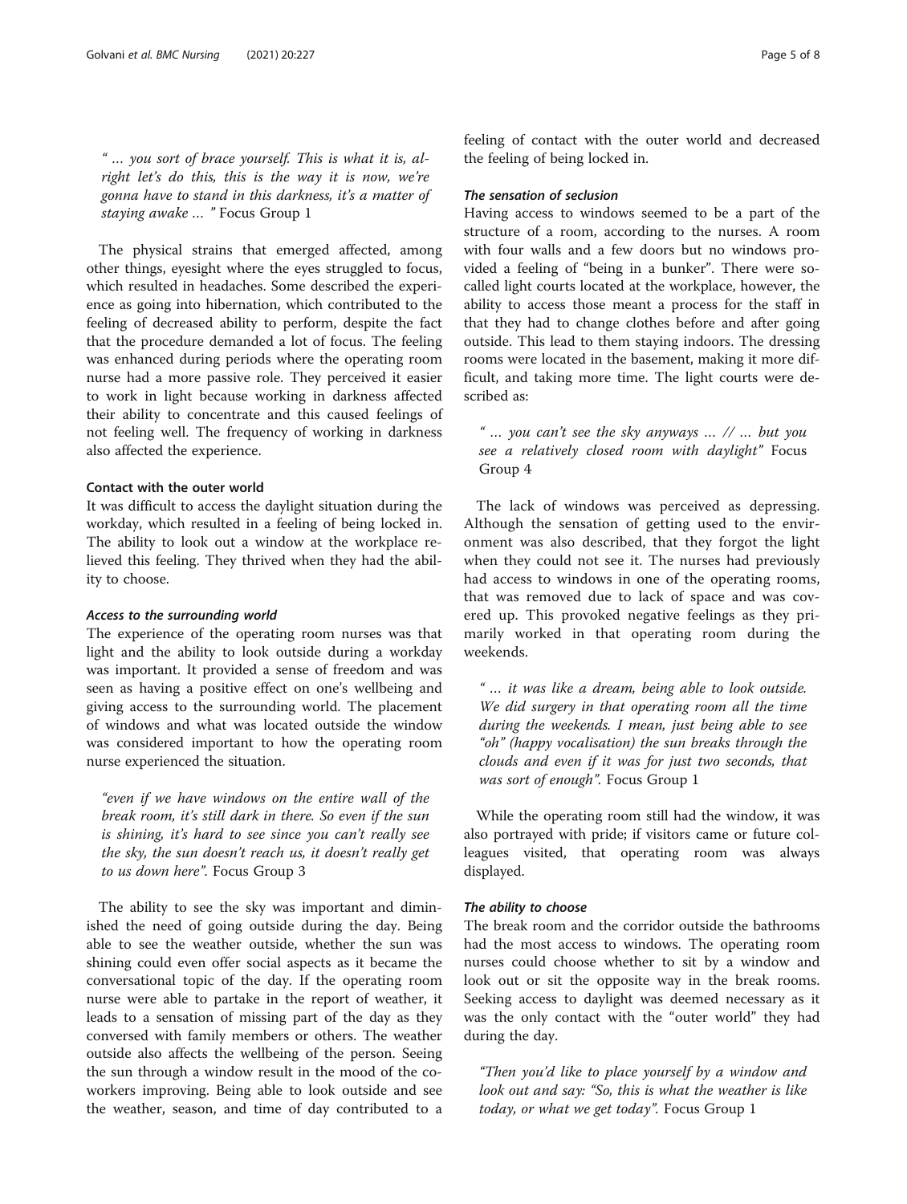> " … you sort of brace yourself. This is what it is, alright let's do this, this is the way it is now, we're gonna have to stand in this darkness, it's a matter of staying awake … " Focus Group 1

The physical strains that emerged affected, among other things, eyesight where the eyes struggled to focus, which resulted in headaches. Some described the experience as going into hibernation, which contributed to the feeling of decreased ability to perform, despite the fact that the procedure demanded a lot of focus. The feeling was enhanced during periods where the operating room nurse had a more passive role. They perceived it easier to work in light because working in darkness affected their ability to concentrate and this caused feelings of not feeling well. The frequency of working in darkness also affected the experience.

### Contact with the outer world

It was difficult to access the daylight situation during the workday, which resulted in a feeling of being locked in. The ability to look out a window at the workplace relieved this feeling. They thrived when they had the ability to choose.

#### *Access to the surrounding world*

The experience of the operating room nurses was that light and the ability to look outside during a workday was important. It provided a sense of freedom and was seen as having a positive effect on one's wellbeing and giving access to the surrounding world. The placement of windows and what was located outside the window was considered important to how the operating room nurse experienced the situation.

> "even if we have windows on the entire wall of the break room, it's still dark in there. So even if the sun is shining, it's hard to see since you can't really see the sky, the sun doesn't reach us, it doesn't really get to us down here". Focus Group 3

The ability to see the sky was important and diminished the need of going outside during the day. Being able to see the weather outside, whether the sun was shining could even offer social aspects as it became the conversational topic of the day. If the operating room nurse were able to partake in the report of weather, it leads to a sensation of missing part of the day as they conversed with family members or others. The weather outside also affects the wellbeing of the person. Seeing the sun through a window result in the mood of the co-workers improving. Being able to look outside and see the weather, season, and time of day contributed to a feeling of contact with the outer world and decreased the feeling of being locked in.

#### *The sensation of seclusion*

Having access to windows seemed to be a part of the structure of a room, according to the nurses. A room with four walls and a few doors but no windows provided a feeling of "being in a bunker". There were so-called light courts located at the workplace, however, the ability to access those meant a process for the staff in that they had to change clothes before and after going outside. This lead to them staying indoors. The dressing rooms were located in the basement, making it more difficult, and taking more time. The light courts were described as:

> " … you can't see the sky anyways … // … but you see a relatively closed room with daylight" Focus Group 4

The lack of windows was perceived as depressing. Although the sensation of getting used to the environment was also described, that they forgot the light when they could not see it. The nurses had previously had access to windows in one of the operating rooms, that was removed due to lack of space and was covered up. This provoked negative feelings as they primarily worked in that operating room during the weekends.

> " … it was like a dream, being able to look outside. We did surgery in that operating room all the time during the weekends. I mean, just being able to see "oh" (happy vocalisation) the sun breaks through the clouds and even if it was for just two seconds, that was sort of enough". Focus Group 1

While the operating room still had the window, it was also portrayed with pride; if visitors came or future colleagues visited, that operating room was always displayed.

#### *The ability to choose*

The break room and the corridor outside the bathrooms had the most access to windows. The operating room nurses could choose whether to sit by a window and look out or sit the opposite way in the break rooms. Seeking access to daylight was deemed necessary as it was the only contact with the "outer world" they had during the day.

> "Then you'd like to place yourself by a window and look out and say: "So, this is what the weather is like today, or what we get today". Focus Group 1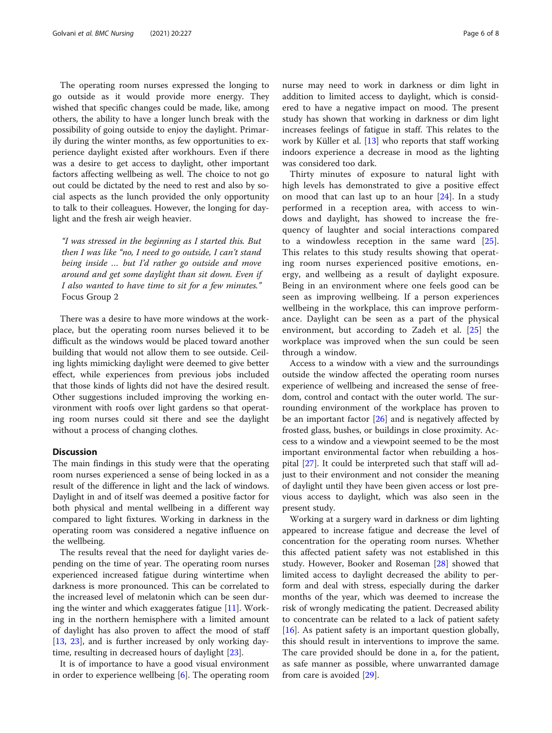The operating room nurses expressed the longing to go outside as it would provide more energy. They wished that specific changes could be made, like, among others, the ability to have a longer lunch break with the possibility of going outside to enjoy the daylight. Primarily during the winter months, as few opportunities to experience daylight existed after workhours. Even if there was a desire to get access to daylight, other important factors affecting wellbeing as well. The choice to not go out could be dictated by the need to rest and also by social aspects as the lunch provided the only opportunity to talk to their colleagues. However, the longing for daylight and the fresh air weigh heavier.

> *"I was stressed in the beginning as I started this. But then I was like "no, I need to go outside, I can't stand being inside … but I'd rather go outside and move around and get some daylight than sit down. Even if I also wanted to have time to sit for a few minutes."* Focus Group 2

There was a desire to have more windows at the workplace, but the operating room nurses believed it to be difficult as the windows would be placed toward another building that would not allow them to see outside. Ceiling lights mimicking daylight were deemed to give better effect, while experiences from previous jobs included that those kinds of lights did not have the desired result. Other suggestions included improving the working environment with roofs over light gardens so that operating room nurses could sit there and see the daylight without a process of changing clothes.

## Discussion

The main findings in this study were that the operating room nurses experienced a sense of being locked in as a result of the difference in light and the lack of windows. Daylight in and of itself was deemed a positive factor for both physical and mental wellbeing in a different way compared to light fixtures. Working in darkness in the operating room was considered a negative influence on the wellbeing.

The results reveal that the need for daylight varies depending on the time of year. The operating room nurses experienced increased fatigue during wintertime when darkness is more pronounced. This can be correlated to the increased level of melatonin which can be seen during the winter and which exaggerates fatigue [11]. Working in the northern hemisphere with a limited amount of daylight has also proven to affect the mood of staff [13, 23], and is further increased by only working daytime, resulting in decreased hours of daylight [23].

It is of importance to have a good visual environment in order to experience wellbeing [6]. The operating room nurse may need to work in darkness or dim light in addition to limited access to daylight, which is considered to have a negative impact on mood. The present study has shown that working in darkness or dim light increases feelings of fatigue in staff. This relates to the work by Küller et al. [13] who reports that staff working indoors experience a decrease in mood as the lighting was considered too dark.

Thirty minutes of exposure to natural light with high levels has demonstrated to give a positive effect on mood that can last up to an hour [24]. In a study performed in a reception area, with access to windows and daylight, has showed to increase the frequency of laughter and social interactions compared to a windowless reception in the same ward [25]. This relates to this study results showing that operating room nurses experienced positive emotions, energy, and wellbeing as a result of daylight exposure. Being in an environment where one feels good can be seen as improving wellbeing. If a person experiences wellbeing in the workplace, this can improve performance. Daylight can be seen as a part of the physical environment, but according to Zadeh et al. [25] the workplace was improved when the sun could be seen through a window.

Access to a window with a view and the surroundings outside the window affected the operating room nurses experience of wellbeing and increased the sense of freedom, control and contact with the outer world. The surrounding environment of the workplace has proven to be an important factor [26] and is negatively affected by frosted glass, bushes, or buildings in close proximity. Access to a window and a viewpoint seemed to be the most important environmental factor when rebuilding a hospital [27]. It could be interpreted such that staff will adjust to their environment and not consider the meaning of daylight until they have been given access or lost previous access to daylight, which was also seen in the present study.

Working at a surgery ward in darkness or dim lighting appeared to increase fatigue and decrease the level of concentration for the operating room nurses. Whether this affected patient safety was not established in this study. However, Booker and Roseman [28] showed that limited access to daylight decreased the ability to perform and deal with stress, especially during the darker months of the year, which was deemed to increase the risk of wrongly medicating the patient. Decreased ability to concentrate can be related to a lack of patient safety [16]. As patient safety is an important question globally, this should result in interventions to improve the same. The care provided should be done in a, for the patient, as safe manner as possible, where unwarranted damage from care is avoided [29].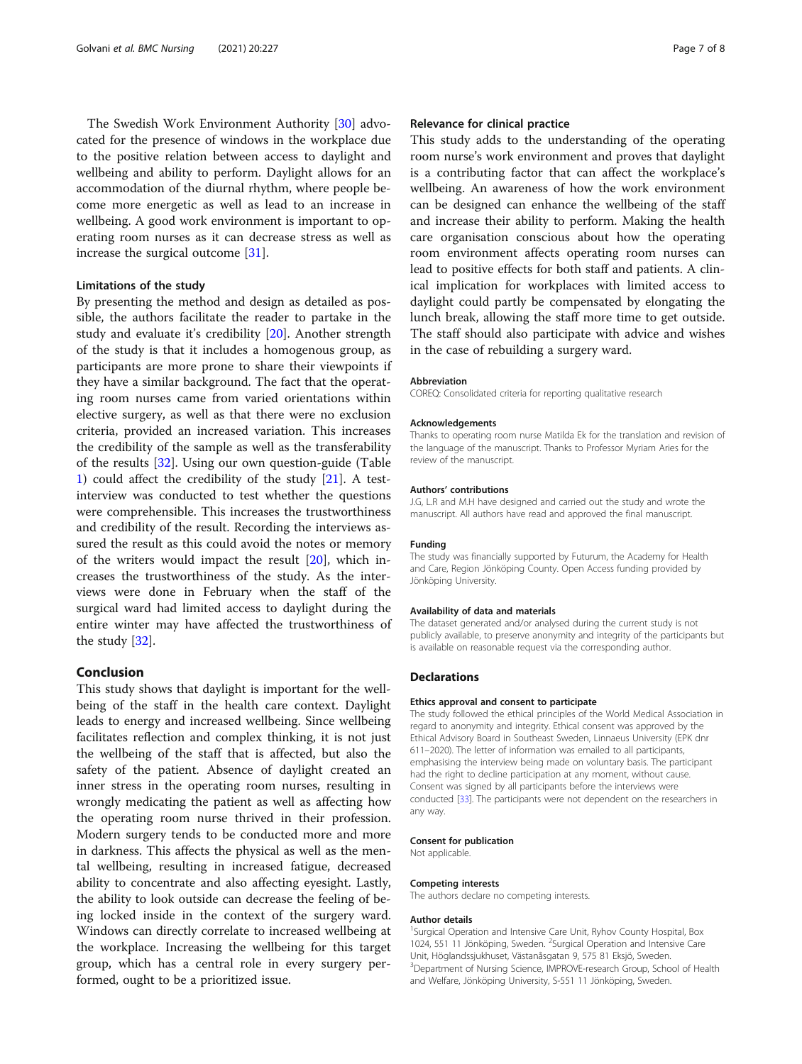The Swedish Work Environment Authority [30] advocated for the presence of windows in the workplace due to the positive relation between access to daylight and wellbeing and ability to perform. Daylight allows for an accommodation of the diurnal rhythm, where people become more energetic as well as lead to an increase in wellbeing. A good work environment is important to operating room nurses as it can decrease stress as well as increase the surgical outcome [31].

### Limitations of the study

By presenting the method and design as detailed as possible, the authors facilitate the reader to partake in the study and evaluate it's credibility [20]. Another strength of the study is that it includes a homogenous group, as participants are more prone to share their viewpoints if they have a similar background. The fact that the operating room nurses came from varied orientations within elective surgery, as well as that there were no exclusion criteria, provided an increased variation. This increases the credibility of the sample as well as the transferability of the results [32]. Using our own question-guide (Table 1) could affect the credibility of the study [21]. A test-interview was conducted to test whether the questions were comprehensible. This increases the trustworthiness and credibility of the result. Recording the interviews assured the result as this could avoid the notes or memory of the writers would impact the result [20], which increases the trustworthiness of the study. As the interviews were done in February when the staff of the surgical ward had limited access to daylight during the entire winter may have affected the trustworthiness of the study [32].

## Conclusion

This study shows that daylight is important for the wellbeing of the staff in the health care context. Daylight leads to energy and increased wellbeing. Since wellbeing facilitates reflection and complex thinking, it is not just the wellbeing of the staff that is affected, but also the safety of the patient. Absence of daylight created an inner stress in the operating room nurses, resulting in wrongly medicating the patient as well as affecting how the operating room nurse thrived in their profession. Modern surgery tends to be conducted more and more in darkness. This affects the physical as well as the mental wellbeing, resulting in increased fatigue, decreased ability to concentrate and also affecting eyesight. Lastly, the ability to look outside can decrease the feeling of being locked inside in the context of the surgery ward. Windows can directly correlate to increased wellbeing at the workplace. Increasing the wellbeing for this target group, which has a central role in every surgery performed, ought to be a prioritized issue.

### Relevance for clinical practice

This study adds to the understanding of the operating room nurse's work environment and proves that daylight is a contributing factor that can affect the workplace's wellbeing. An awareness of how the work environment can be designed can enhance the wellbeing of the staff and increase their ability to perform. Making the health care organisation conscious about how the operating room environment affects operating room nurses can lead to positive effects for both staff and patients. A clinical implication for workplaces with limited access to daylight could partly be compensated by elongating the lunch break, allowing the staff more time to get outside. The staff should also participate with advice and wishes in the case of rebuilding a surgery ward.

#### Abbreviation

COREQ: Consolidated criteria for reporting qualitative research

#### Acknowledgements

Thanks to operating room nurse Matilda Ek for the translation and revision of the language of the manuscript. Thanks to Professor Myriam Aries for the review of the manuscript.

#### Authors' contributions

J.G, L.R and M.H have designed and carried out the study and wrote the manuscript. All authors have read and approved the final manuscript.

#### Funding

The study was financially supported by Futurum, the Academy for Health and Care, Region Jönköping County. Open Access funding provided by Jönköping University.

#### Availability of data and materials

The dataset generated and/or analysed during the current study is not publicly available, to preserve anonymity and integrity of the participants but is available on reasonable request via the corresponding author.

## Declarations

#### Ethics approval and consent to participate

The study followed the ethical principles of the World Medical Association in regard to anonymity and integrity. Ethical consent was approved by the Ethical Advisory Board in Southeast Sweden, Linnaeus University (EPK dnr 611–2020). The letter of information was emailed to all participants, emphasising the interview being made on voluntary basis. The participant had the right to decline participation at any moment, without cause. Consent was signed by all participants before the interviews were conducted [33]. The participants were not dependent on the researchers in any way.

#### Consent for publication

Not applicable.

#### Competing interests

The authors declare no competing interests.

#### Author details

[1]Surgical Operation and Intensive Care Unit, Ryhov County Hospital, Box 1024, 551 11 Jönköping, Sweden. [2]Surgical Operation and Intensive Care Unit, Höglandssjukhuset, Västanåsgatan 9, 575 81 Eksjö, Sweden. [3]Department of Nursing Science, IMPROVE-research Group, School of Health and Welfare, Jönköping University, S-551 11 Jönköping, Sweden.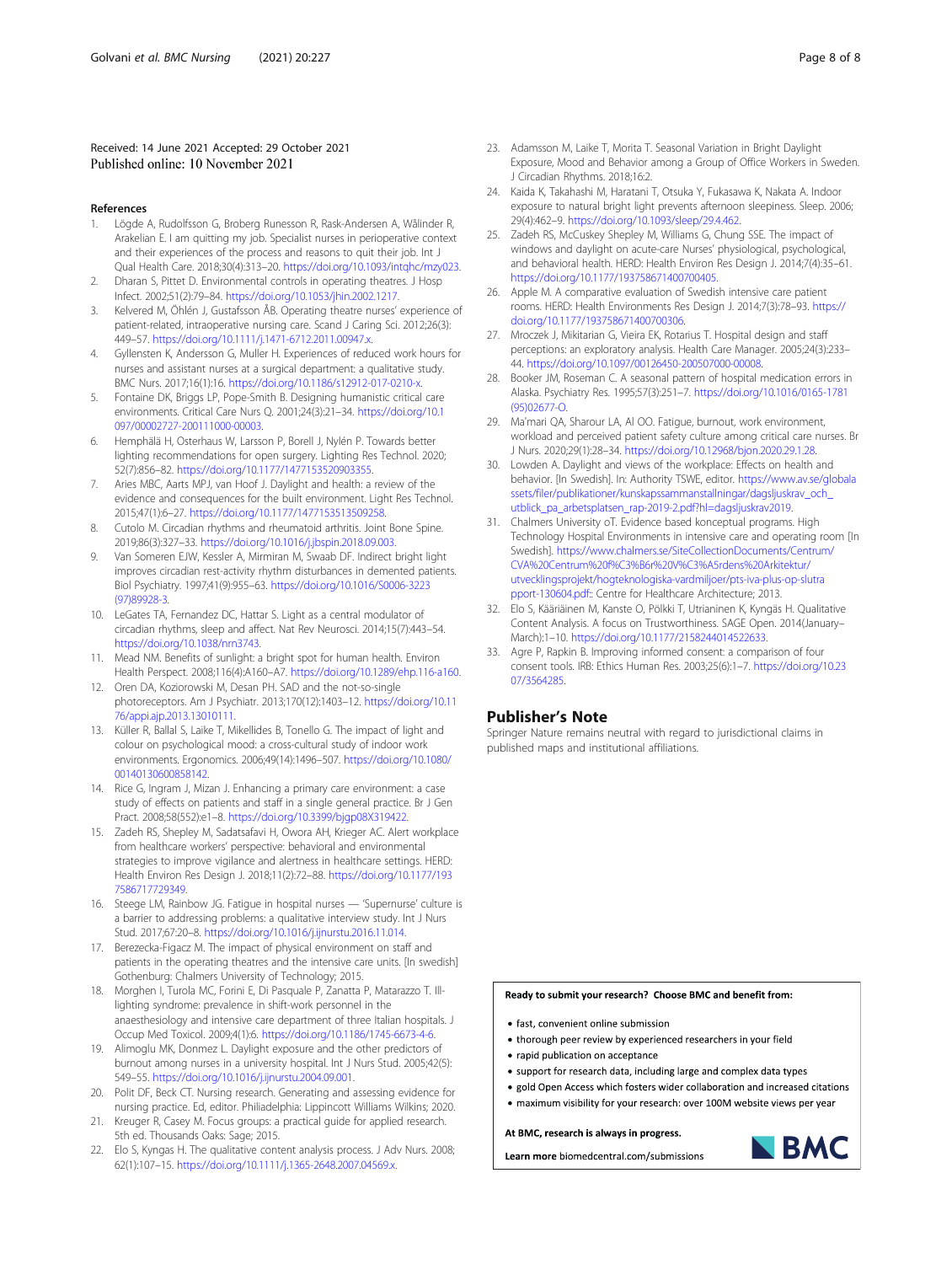Received: 14 June 2021 Accepted: 29 October 2021
Published online: 10 November 2021

### References

1. Lögde A, Rudolfsson G, Broberg Runesson R, Rask-Andersen A, Wålinder R, Arakelian E. I am quitting my job. Specialist nurses in perioperative context and their experiences of the process and reasons to quit their job. Int J Qual Health Care. 2018;30(4):313–20. https://doi.org/10.1093/intqhc/mzy023.
2. Dharan S, Pittet D. Environmental controls in operating theatres. J Hosp Infect. 2002;51(2):79–84. https://doi.org/10.1053/jhin.2002.1217.
3. Kelvered M, Öhlén J, Gustafsson ÅB. Operating theatre nurses' experience of patient-related, intraoperative nursing care. Scand J Caring Sci. 2012;26(3):449–57. https://doi.org/10.1111/j.1471-6712.2011.00947.x.
4. Gyllensten K, Andersson G, Muller H. Experiences of reduced work hours for nurses and assistant nurses at a surgical department: a qualitative study. BMC Nurs. 2017;16(1):16. https://doi.org/10.1186/s12912-017-0210-x.
5. Fontaine DK, Briggs LP, Pope-Smith B. Designing humanistic critical care environments. Critical Care Nurs Q. 2001;24(3):21–34. https://doi.org/10.1097/00002727-200111000-00003.
6. Hemphälä H, Osterhaus W, Larsson P, Borell J, Nylén P. Towards better lighting recommendations for open surgery. Lighting Res Technol. 2020;52(7):856–82. https://doi.org/10.1177/1477153520903355.
7. Aries MBC, Aarts MPJ, van Hoof J. Daylight and health: a review of the evidence and consequences for the built environment. Light Res Technol. 2015;47(1):6–27. https://doi.org/10.1177/1477153513509258.
8. Cutolo M. Circadian rhythms and rheumatoid arthritis. Joint Bone Spine. 2019;86(3):327–33. https://doi.org/10.1016/j.jbspin.2018.09.003.
9. Van Someren EJW, Kessler A, Mirmiran M, Swaab DF. Indirect bright light improves circadian rest-activity rhythm disturbances in demented patients. Biol Psychiatry. 1997;41(9):955–63. https://doi.org/10.1016/S0006-3223(97)89928-3.
10. LeGates TA, Fernandez DC, Hattar S. Light as a central modulator of circadian rhythms, sleep and affect. Nat Rev Neurosci. 2014;15(7):443–54. https://doi.org/10.1038/nrn3743.
11. Mead NM. Benefits of sunlight: a bright spot for human health. Environ Health Perspect. 2008;116(4):A160–A7. https://doi.org/10.1289/ehp.116-a160.
12. Oren DA, Koziorowski M, Desan PH. SAD and the not-so-single photoreceptors. Am J Psychiatr. 2013;170(12):1403–12. https://doi.org/10.1176/appi.ajp.2013.13010111.
13. Küller R, Ballal S, Laike T, Mikellides B, Tonello G. The impact of light and colour on psychological mood: a cross-cultural study of indoor work environments. Ergonomics. 2006;49(14):1496–507. https://doi.org/10.1080/00140130600858142.
14. Rice G, Ingram J, Mizan J. Enhancing a primary care environment: a case study of effects on patients and staff in a single general practice. Br J Gen Pract. 2008;58(552):e1–8. https://doi.org/10.3399/bjgp08X319422.
15. Zadeh RS, Shepley M, Sadatsafavi H, Owora AH, Krieger AC. Alert workplace from healthcare workers' perspective: behavioral and environmental strategies to improve vigilance and alertness in healthcare settings. HERD: Health Environ Res Design J. 2018;11(2):72–88. https://doi.org/10.1177/1937586717729349.
16. Steege LM, Rainbow JG. Fatigue in hospital nurses — 'Supernurse' culture is a barrier to addressing problems: a qualitative interview study. Int J Nurs Stud. 2017;67:20–8. https://doi.org/10.1016/j.ijnurstu.2016.11.014.
17. Berezecka-Figacz M. The impact of physical environment on staff and patients in the operating theatres and the intensive care units. [In swedish] Gothenburg: Chalmers University of Technology; 2015.
18. Morghen I, Turola MC, Forini E, Di Pasquale P, Zanatta P, Matarazzo T. Ill-lighting syndrome: prevalence in shift-work personnel in the anaesthesiology and intensive care department of three Italian hospitals. J Occup Med Toxicol. 2009;4(1):6. https://doi.org/10.1186/1745-6673-4-6.
19. Alimoglu MK, Donmez L. Daylight exposure and the other predictors of burnout among nurses in a university hospital. Int J Nurs Stud. 2005;42(5):549–55. https://doi.org/10.1016/j.ijnurstu.2004.09.001.
20. Polit DF, Beck CT. Nursing research. Generating and assessing evidence for nursing practice. Ed, editor. Philiadelphia: Lippincott Williams Wilkins; 2020.
21. Kreuger R, Casey M. Focus groups: a practical guide for applied research. 5th ed. Thousands Oaks: Sage; 2015.
22. Elo S, Kyngas H. The qualitative content analysis process. J Adv Nurs. 2008;62(1):107–15. https://doi.org/10.1111/j.1365-2648.2007.04569.x.
23. Adamsson M, Laike T, Morita T. Seasonal Variation in Bright Daylight Exposure, Mood and Behavior among a Group of Office Workers in Sweden. J Circadian Rhythms. 2018;16:2.
24. Kaida K, Takahashi M, Haratani T, Otsuka Y, Fukasawa K, Nakata A. Indoor exposure to natural bright light prevents afternoon sleepiness. Sleep. 2006;29(4):462–9. https://doi.org/10.1093/sleep/29.4.462.
25. Zadeh RS, McCuskey Shepley M, Williams G, Chung SSE. The impact of windows and daylight on acute-care Nurses' physiological, psychological, and behavioral health. HERD: Health Environ Res Design J. 2014;7(4):35–61. https://doi.org/10.1177/193758671400700405.
26. Apple M. A comparative evaluation of Swedish intensive care patient rooms. HERD: Health Environments Res Design J. 2014;7(3):78–93. https://doi.org/10.1177/193758671400700306.
27. Mroczek J, Mikitarian G, Vieira EK, Rotarius T. Hospital design and staff perceptions: an exploratory analysis. Health Care Manager. 2005;24(3):233–44. https://doi.org/10.1097/00126450-200507000-00008.
28. Booker JM, Roseman C. A seasonal pattern of hospital medication errors in Alaska. Psychiatry Res. 1995;57(3):251–7. https://doi.org/10.1016/0165-1781(95)02677-O.
29. Ma'mari QA, Sharour LA, Al OO. Fatigue, burnout, work environment, workload and perceived patient safety culture among critical care nurses. Br J Nurs. 2020;29(1):28–34. https://doi.org/10.12968/bjon.2020.29.1.28.
30. Lowden A. Daylight and views of the workplace: Effects on health and behavior. [In Swedish]. In: Authority TSWE, editor. https://www.av.se/globalassets/filer/publikationer/kunskapssammanstallningar/dagsljuskrav_och_utblick_pa_arbetsplatsen_rap-2019-2.pdf?hl=dagsljuskrav2019.
31. Chalmers University oT. Evidence based konceptual programs. High Technology Hospital Environments in intensive care and operating room [In Swedish]. https://www.chalmers.se/SiteCollectionDocuments/Centrum/CVA%20Centrum%20f%C3%B6r%20V%C3%A5rdens%20Arkitektur/utvecklingsprojekt/hogteknologiska-vardmiljoer/pts-iva-plus-op-slutrapport-130604.pdf.: Centre for Healthcare Architecture; 2013.
32. Elo S, Kääriäinen M, Kanste O, Pölkki T, Utrianinen K, Kyngäs H. Qualitative Content Analysis. A focus on Trustworthiness. SAGE Open. 2014(January–March):1–10. https://doi.org/10.1177/2158244014522633.
33. Agre P, Rapkin B. Improving informed consent: a comparison of four consent tools. IRB: Ethics Human Res. 2003;25(6):1–7. https://doi.org/10.2307/3564285.

## Publisher's Note

Springer Nature remains neutral with regard to jurisdictional claims in published maps and institutional affiliations.

**Ready to submit your research? Choose BMC and benefit from:**

- fast, convenient online submission
- thorough peer review by experienced researchers in your field
- rapid publication on acceptance
- support for research data, including large and complex data types
- gold Open Access which fosters wider collaboration and increased citations
- maximum visibility for your research: over 100M website views per year

**At BMC, research is always in progress.**

**Learn more** biomedcentral.com/submissions

BMC